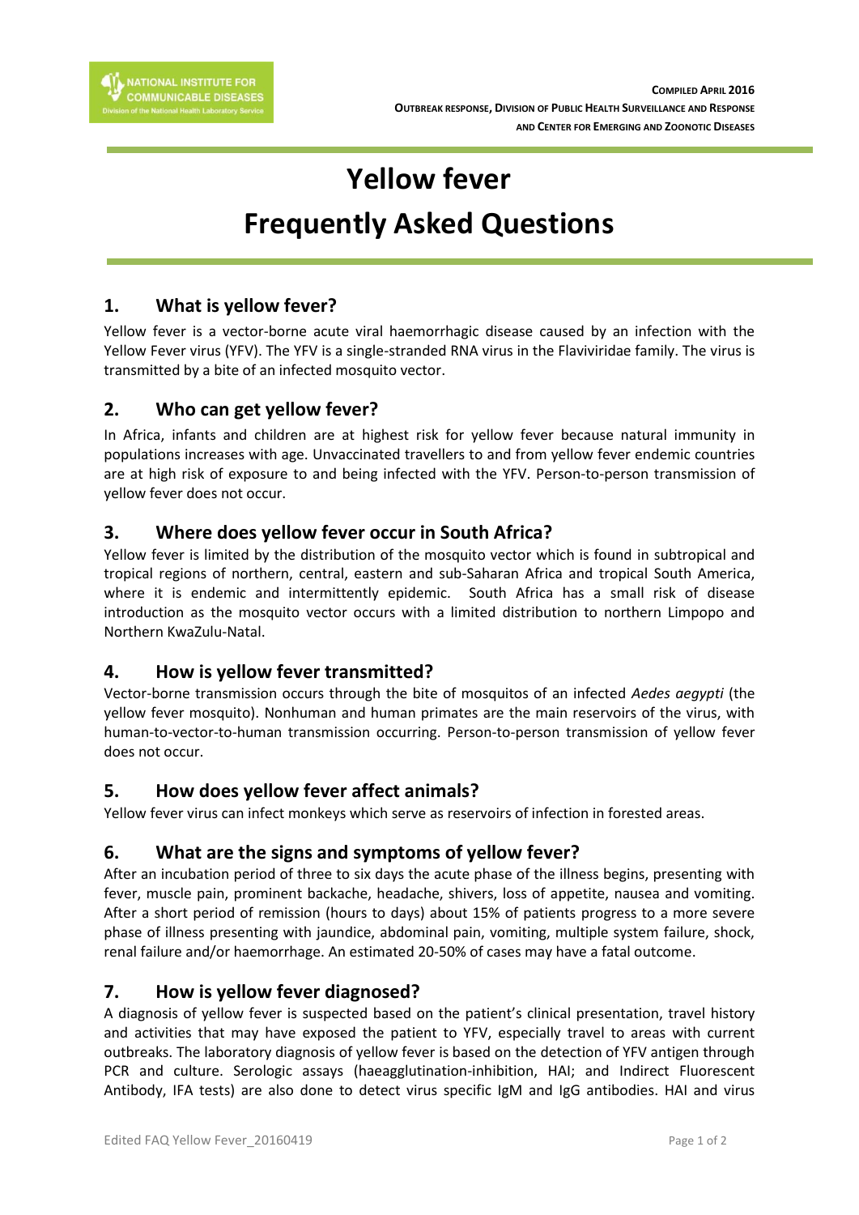COMPILED APRIL 2016
OUTBREAK RESPONSE, DIVISION OF PUBLIC HEALTH SURVEILLANCE AND RESPONSE
AND CENTER FOR EMERGING AND ZOONOTIC DISEASES

# Yellow fever
# Frequently Asked Questions

## 1. What is yellow fever?

Yellow fever is a vector-borne acute viral haemorrhagic disease caused by an infection with the Yellow Fever virus (YFV). The YFV is a single-stranded RNA virus in the Flaviviridae family. The virus is transmitted by a bite of an infected mosquito vector.

## 2. Who can get yellow fever?

In Africa, infants and children are at highest risk for yellow fever because natural immunity in populations increases with age. Unvaccinated travellers to and from yellow fever endemic countries are at high risk of exposure to and being infected with the YFV. Person-to-person transmission of yellow fever does not occur.

## 3. Where does yellow fever occur in South Africa?

Yellow fever is limited by the distribution of the mosquito vector which is found in subtropical and tropical regions of northern, central, eastern and sub-Saharan Africa and tropical South America, where it is endemic and intermittently epidemic. South Africa has a small risk of disease introduction as the mosquito vector occurs with a limited distribution to northern Limpopo and Northern KwaZulu-Natal.

## 4. How is yellow fever transmitted?

Vector-borne transmission occurs through the bite of mosquitos of an infected *Aedes aegypti* (the yellow fever mosquito). Nonhuman and human primates are the main reservoirs of the virus, with human-to-vector-to-human transmission occurring. Person-to-person transmission of yellow fever does not occur.

## 5. How does yellow fever affect animals?

Yellow fever virus can infect monkeys which serve as reservoirs of infection in forested areas.

## 6. What are the signs and symptoms of yellow fever?

After an incubation period of three to six days the acute phase of the illness begins, presenting with fever, muscle pain, prominent backache, headache, shivers, loss of appetite, nausea and vomiting. After a short period of remission (hours to days) about 15% of patients progress to a more severe phase of illness presenting with jaundice, abdominal pain, vomiting, multiple system failure, shock, renal failure and/or haemorrhage. An estimated 20-50% of cases may have a fatal outcome.

## 7. How is yellow fever diagnosed?

A diagnosis of yellow fever is suspected based on the patient's clinical presentation, travel history and activities that may have exposed the patient to YFV, especially travel to areas with current outbreaks. The laboratory diagnosis of yellow fever is based on the detection of YFV antigen through PCR and culture. Serologic assays (haeagglutination-inhibition, HAI; and Indirect Fluorescent Antibody, IFA tests) are also done to detect virus specific IgM and IgG antibodies. HAI and virus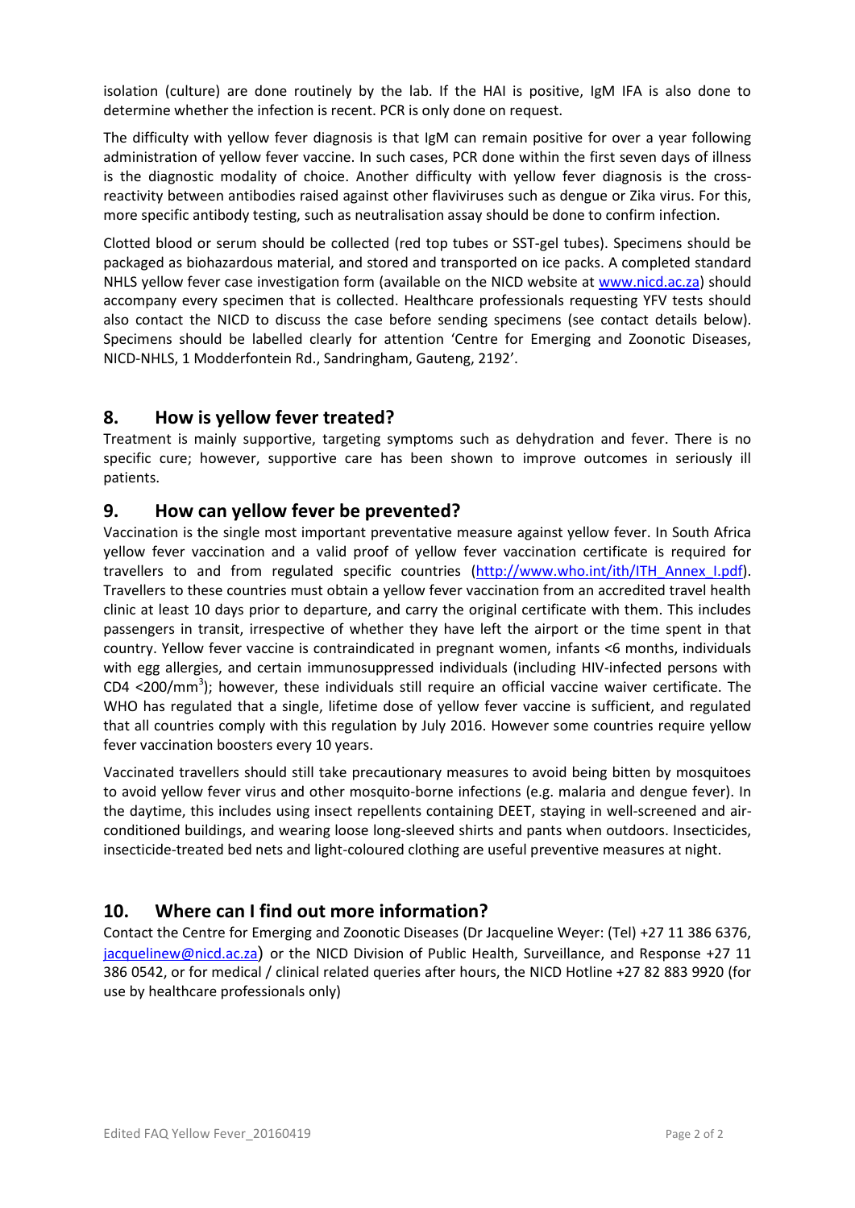isolation (culture) are done routinely by the lab. If the HAI is positive, IgM IFA is also done to determine whether the infection is recent. PCR is only done on request.

The difficulty with yellow fever diagnosis is that IgM can remain positive for over a year following administration of yellow fever vaccine. In such cases, PCR done within the first seven days of illness is the diagnostic modality of choice. Another difficulty with yellow fever diagnosis is the cross-reactivity between antibodies raised against other flaviviruses such as dengue or Zika virus. For this, more specific antibody testing, such as neutralisation assay should be done to confirm infection.

Clotted blood or serum should be collected (red top tubes or SST-gel tubes). Specimens should be packaged as biohazardous material, and stored and transported on ice packs. A completed standard NHLS yellow fever case investigation form (available on the NICD website at [www.nicd.ac.za](http://www.nicd.ac.za)) should accompany every specimen that is collected. Healthcare professionals requesting YFV tests should also contact the NICD to discuss the case before sending specimens (see contact details below). Specimens should be labelled clearly for attention 'Centre for Emerging and Zoonotic Diseases, NICD-NHLS, 1 Modderfontein Rd., Sandringham, Gauteng, 2192'.

## 8. How is yellow fever treated?

Treatment is mainly supportive, targeting symptoms such as dehydration and fever. There is no specific cure; however, supportive care has been shown to improve outcomes in seriously ill patients.

## 9. How can yellow fever be prevented?

Vaccination is the single most important preventative measure against yellow fever. In South Africa yellow fever vaccination and a valid proof of yellow fever vaccination certificate is required for travellers to and from regulated specific countries ([http://www.who.int/ith/ITH_Annex_I.pdf](http://www.who.int/ith/ITH_Annex_I.pdf)). Travellers to these countries must obtain a yellow fever vaccination from an accredited travel health clinic at least 10 days prior to departure, and carry the original certificate with them. This includes passengers in transit, irrespective of whether they have left the airport or the time spent in that country. Yellow fever vaccine is contraindicated in pregnant women, infants <6 months, individuals with egg allergies, and certain immunosuppressed individuals (including HIV-infected persons with CD4 <200/$mm^3$); however, these individuals still require an official vaccine waiver certificate. The WHO has regulated that a single, lifetime dose of yellow fever vaccine is sufficient, and regulated that all countries comply with this regulation by July 2016. However some countries require yellow fever vaccination boosters every 10 years.

Vaccinated travellers should still take precautionary measures to avoid being bitten by mosquitoes to avoid yellow fever virus and other mosquito-borne infections (e.g. malaria and dengue fever). In the daytime, this includes using insect repellents containing DEET, staying in well-screened and air-conditioned buildings, and wearing loose long-sleeved shirts and pants when outdoors. Insecticides, insecticide-treated bed nets and light-coloured clothing are useful preventive measures at night.

## 10. Where can I find out more information?

Contact the Centre for Emerging and Zoonotic Diseases (Dr Jacqueline Weyer: (Tel) +27 11 386 6376, [jacquelinew@nicd.ac.za](mailto:jacquelinew@nicd.ac.za)) or the NICD Division of Public Health, Surveillance, and Response +27 11 386 0542, or for medical / clinical related queries after hours, the NICD Hotline +27 82 883 9920 (for use by healthcare professionals only)